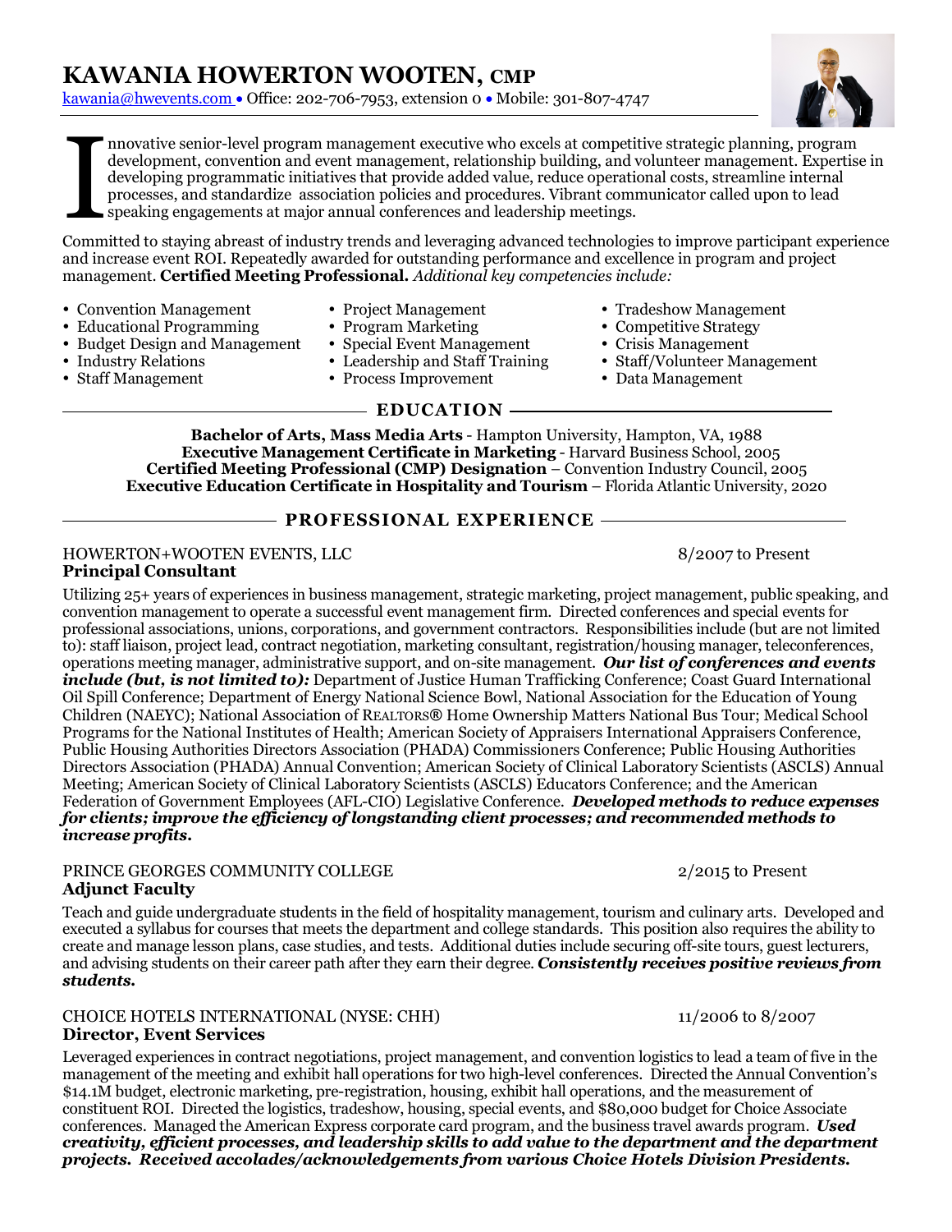# KAWANIA HOWERTON WOOTEN, CMP

kawania@hwevents.com • Office: 202-706-7953, extension 0 • Mobile: 301-807-4747

Innovative senior-level program management executive who excels at competitive strategic planning, program development, convention and event management, relationship building, and volunteer management. Expertise in developing programmatic initiatives that provide added value, reduce operational costs, streamline internal processes, and standardize association policies and procedures. Vibrant communicator called upon to lead speaking engagements at major annual conferences and leadership meetings.

Committed to staying abreast of industry trends and leveraging advanced technologies to improve participant experience and increase event ROI. Repeatedly awarded for outstanding performance and excellence in program and project management. **Certified Meeting Professional.** *Additional key competencies include:*

- Convention Management
- Educational Programming
- Budget Design and Management
- Industry Relations
- Staff Management
- Project Management
- Program Marketing
- Special Event Management
- Leadership and Staff Training
- Process Improvement
- Tradeshow Management
- Competitive Strategy
- Crisis Management
- Staff/Volunteer Management
- Data Management

## EDUCATION

**Bachelor of Arts, Mass Media Arts** - Hampton University, Hampton, VA, 1988
**Executive Management Certificate in Marketing** - Harvard Business School, 2005
**Certified Meeting Professional (CMP) Designation** – Convention Industry Council, 2005
**Executive Education Certificate in Hospitality and Tourism** – Florida Atlantic University, 2020

## PROFESSIONAL EXPERIENCE

HOWERTON+WOOTEN EVENTS, LLC — 8/2007 to Present
**Principal Consultant**

Utilizing 25+ years of experiences in business management, strategic marketing, project management, public speaking, and convention management to operate a successful event management firm. Directed conferences and special events for professional associations, unions, corporations, and government contractors. Responsibilities include (but are not limited to): staff liaison, project lead, contract negotiation, marketing consultant, registration/housing manager, teleconferences, operations meeting manager, administrative support, and on-site management. ***Our list of conferences and events include (but, is not limited to):*** Department of Justice Human Trafficking Conference; Coast Guard International Oil Spill Conference; Department of Energy National Science Bowl, National Association for the Education of Young Children (NAEYC); National Association of REALTORS® Home Ownership Matters National Bus Tour; Medical School Programs for the National Institutes of Health; American Society of Appraisers International Appraisers Conference, Public Housing Authorities Directors Association (PHADA) Commissioners Conference; Public Housing Authorities Directors Association (PHADA) Annual Convention; American Society of Clinical Laboratory Scientists (ASCLS) Annual Meeting; American Society of Clinical Laboratory Scientists (ASCLS) Educators Conference; and the American Federation of Government Employees (AFL-CIO) Legislative Conference. ***Developed methods to reduce expenses for clients; improve the efficiency of longstanding client processes; and recommended methods to increase profits.***

PRINCE GEORGES COMMUNITY COLLEGE — 2/2015 to Present
**Adjunct Faculty**

Teach and guide undergraduate students in the field of hospitality management, tourism and culinary arts. Developed and executed a syllabus for courses that meets the department and college standards. This position also requires the ability to create and manage lesson plans, case studies, and tests. Additional duties include securing off-site tours, guest lecturers, and advising students on their career path after they earn their degree. ***Consistently receives positive reviews from students.***

CHOICE HOTELS INTERNATIONAL (NYSE: CHH) — 11/2006 to 8/2007
**Director, Event Services**

Leveraged experiences in contract negotiations, project management, and convention logistics to lead a team of five in the management of the meeting and exhibit hall operations for two high-level conferences. Directed the Annual Convention's $14.1M budget, electronic marketing, pre-registration, housing, exhibit hall operations, and the measurement of constituent ROI. Directed the logistics, tradeshow, housing, special events, and $80,000 budget for Choice Associate conferences. Managed the American Express corporate card program, and the business travel awards program. ***Used creativity, efficient processes, and leadership skills to add value to the department and the department projects. Received accolades/acknowledgements from various Choice Hotels Division Presidents.***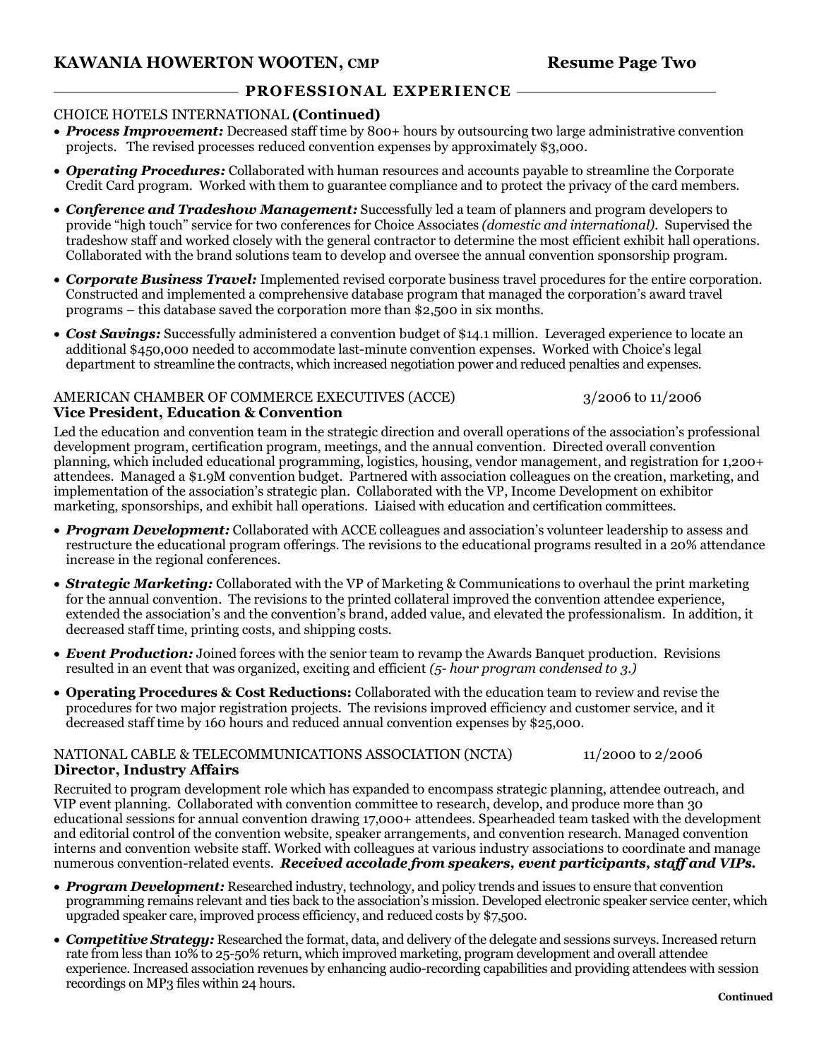## PROFESSIONAL EXPERIENCE

CHOICE HOTELS INTERNATIONAL **(Continued)**

- ***Process Improvement:*** Decreased staff time by 800+ hours by outsourcing two large administrative convention projects. The revised processes reduced convention expenses by approximately $3,000.
- ***Operating Procedures:*** Collaborated with human resources and accounts payable to streamline the Corporate Credit Card program. Worked with them to guarantee compliance and to protect the privacy of the card members.
- ***Conference and Tradeshow Management:*** Successfully led a team of planners and program developers to provide "high touch" service for two conferences for Choice Associates *(domestic and international)*. Supervised the tradeshow staff and worked closely with the general contractor to determine the most efficient exhibit hall operations. Collaborated with the brand solutions team to develop and oversee the annual convention sponsorship program.
- ***Corporate Business Travel:*** Implemented revised corporate business travel procedures for the entire corporation. Constructed and implemented a comprehensive database program that managed the corporation's award travel programs – this database saved the corporation more than $2,500 in six months.
- ***Cost Savings:*** Successfully administered a convention budget of $14.1 million. Leveraged experience to locate an additional $450,000 needed to accommodate last-minute convention expenses. Worked with Choice's legal department to streamline the contracts, which increased negotiation power and reduced penalties and expenses.

AMERICAN CHAMBER OF COMMERCE EXECUTIVES (ACCE) 3/2006 to 11/2006
**Vice President, Education & Convention**

Led the education and convention team in the strategic direction and overall operations of the association's professional development program, certification program, meetings, and the annual convention. Directed overall convention planning, which included educational programming, logistics, housing, vendor management, and registration for 1,200+ attendees. Managed a $1.9M convention budget. Partnered with association colleagues on the creation, marketing, and implementation of the association's strategic plan. Collaborated with the VP, Income Development on exhibitor marketing, sponsorships, and exhibit hall operations. Liaised with education and certification committees.

- ***Program Development:*** Collaborated with ACCE colleagues and association's volunteer leadership to assess and restructure the educational program offerings. The revisions to the educational programs resulted in a 20% attendance increase in the regional conferences.
- ***Strategic Marketing:*** Collaborated with the VP of Marketing & Communications to overhaul the print marketing for the annual convention. The revisions to the printed collateral improved the convention attendee experience, extended the association's and the convention's brand, added value, and elevated the professionalism. In addition, it decreased staff time, printing costs, and shipping costs.
- ***Event Production:*** Joined forces with the senior team to revamp the Awards Banquet production. Revisions resulted in an event that was organized, exciting and efficient *(5- hour program condensed to 3.)*
- **Operating Procedures & Cost Reductions:** Collaborated with the education team to review and revise the procedures for two major registration projects. The revisions improved efficiency and customer service, and it decreased staff time by 160 hours and reduced annual convention expenses by $25,000.

NATIONAL CABLE & TELECOMMUNICATIONS ASSOCIATION (NCTA) 11/2000 to 2/2006
**Director, Industry Affairs**

Recruited to program development role which has expanded to encompass strategic planning, attendee outreach, and VIP event planning. Collaborated with convention committee to research, develop, and produce more than 30 educational sessions for annual convention drawing 17,000+ attendees. Spearheaded team tasked with the development and editorial control of the convention website, speaker arrangements, and convention research. Managed convention interns and convention website staff. Worked with colleagues at various industry associations to coordinate and manage numerous convention-related events. ***Received accolade from speakers, event participants, staff and VIPs.***

- ***Program Development:*** Researched industry, technology, and policy trends and issues to ensure that convention programming remains relevant and ties back to the association's mission. Developed electronic speaker service center, which upgraded speaker care, improved process efficiency, and reduced costs by $7,500.
- ***Competitive Strategy:*** Researched the format, data, and delivery of the delegate and sessions surveys. Increased return rate from less than 10% to 25-50% return, which improved marketing, program development and overall attendee experience. Increased association revenues by enhancing audio-recording capabilities and providing attendees with session recordings on MP3 files within 24 hours.

**Continued**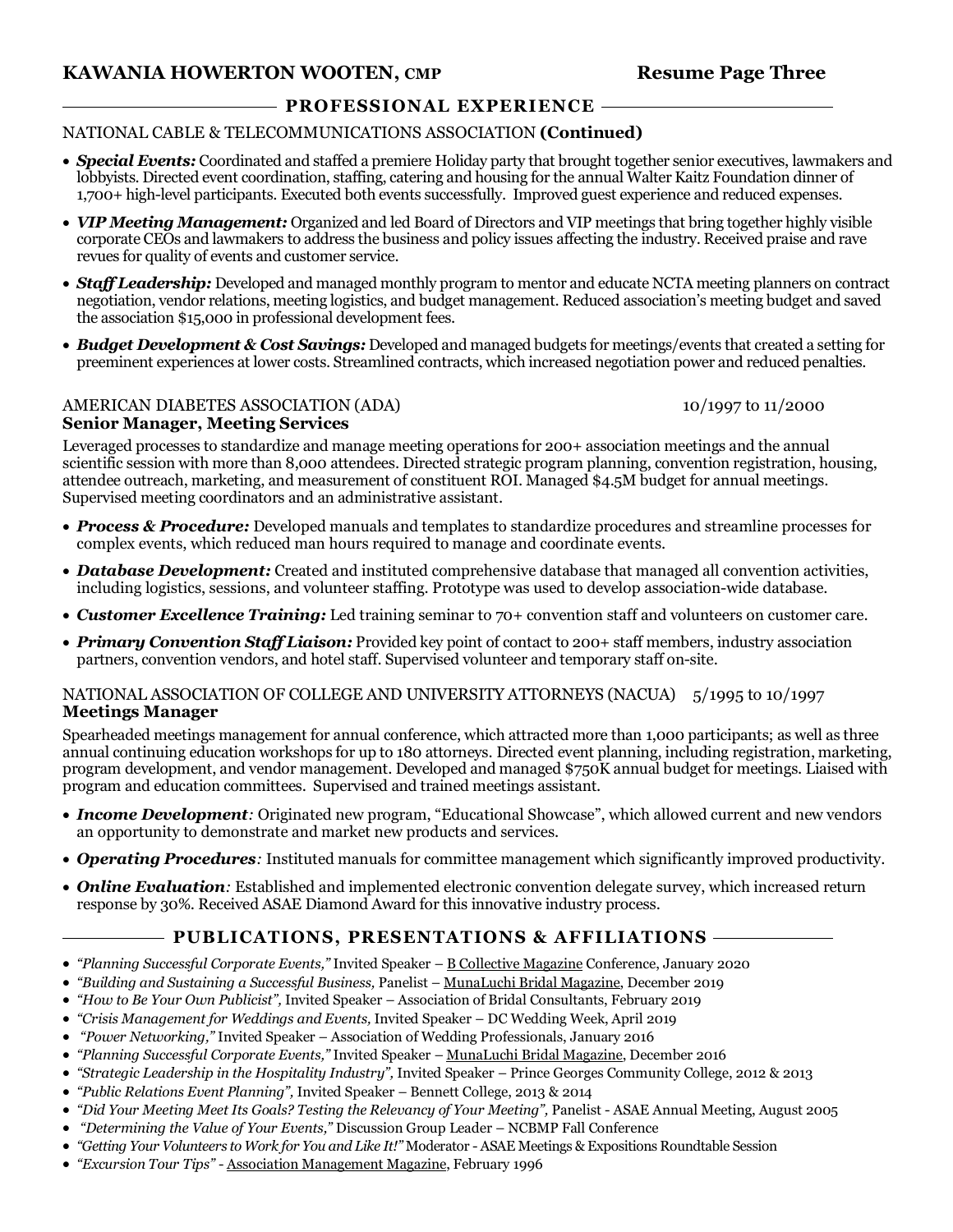## PROFESSIONAL EXPERIENCE

NATIONAL CABLE & TELECOMMUNICATIONS ASSOCIATION **(Continued)**

- ***Special Events:*** Coordinated and staffed a premiere Holiday party that brought together senior executives, lawmakers and lobbyists. Directed event coordination, staffing, catering and housing for the annual Walter Kaitz Foundation dinner of 1,700+ high-level participants. Executed both events successfully. Improved guest experience and reduced expenses.
- ***VIP Meeting Management:*** Organized and led Board of Directors and VIP meetings that bring together highly visible corporate CEOs and lawmakers to address the business and policy issues affecting the industry. Received praise and rave revues for quality of events and customer service.
- ***Staff Leadership:*** Developed and managed monthly program to mentor and educate NCTA meeting planners on contract negotiation, vendor relations, meeting logistics, and budget management. Reduced association's meeting budget and saved the association $15,000 in professional development fees.
- ***Budget Development & Cost Savings:*** Developed and managed budgets for meetings/events that created a setting for preeminent experiences at lower costs. Streamlined contracts, which increased negotiation power and reduced penalties.

AMERICAN DIABETES ASSOCIATION (ADA) 10/1997 to 11/2000
**Senior Manager, Meeting Services**

Leveraged processes to standardize and manage meeting operations for 200+ association meetings and the annual scientific session with more than 8,000 attendees. Directed strategic program planning, convention registration, housing, attendee outreach, marketing, and measurement of constituent ROI. Managed $4.5M budget for annual meetings. Supervised meeting coordinators and an administrative assistant.

- ***Process & Procedure:*** Developed manuals and templates to standardize procedures and streamline processes for complex events, which reduced man hours required to manage and coordinate events.
- ***Database Development:*** Created and instituted comprehensive database that managed all convention activities, including logistics, sessions, and volunteer staffing. Prototype was used to develop association-wide database.
- ***Customer Excellence Training:*** Led training seminar to 70+ convention staff and volunteers on customer care.
- ***Primary Convention Staff Liaison:*** Provided key point of contact to 200+ staff members, industry association partners, convention vendors, and hotel staff. Supervised volunteer and temporary staff on-site.

NATIONAL ASSOCIATION OF COLLEGE AND UNIVERSITY ATTORNEYS (NACUA) 5/1995 to 10/1997
**Meetings Manager**

Spearheaded meetings management for annual conference, which attracted more than 1,000 participants; as well as three annual continuing education workshops for up to 180 attorneys. Directed event planning, including registration, marketing, program development, and vendor management. Developed and managed $750K annual budget for meetings. Liaised with program and education committees. Supervised and trained meetings assistant.

- ***Income Development****:* Originated new program, "Educational Showcase", which allowed current and new vendors an opportunity to demonstrate and market new products and services.
- ***Operating Procedures****:* Instituted manuals for committee management which significantly improved productivity.
- ***Online Evaluation****:* Established and implemented electronic convention delegate survey, which increased return response by 30%. Received ASAE Diamond Award for this innovative industry process.

## PUBLICATIONS, PRESENTATIONS & AFFILIATIONS

- *"Planning Successful Corporate Events,"* Invited Speaker – B Collective Magazine Conference, January 2020
- *"Building and Sustaining a Successful Business,* Panelist – MunaLuchi Bridal Magazine, December 2019
- *"How to Be Your Own Publicist",* Invited Speaker – Association of Bridal Consultants, February 2019
- *"Crisis Management for Weddings and Events,* Invited Speaker – DC Wedding Week, April 2019
- *"Power Networking,"* Invited Speaker – Association of Wedding Professionals, January 2016
- *"Planning Successful Corporate Events,"* Invited Speaker – MunaLuchi Bridal Magazine, December 2016
- *"Strategic Leadership in the Hospitality Industry",* Invited Speaker – Prince Georges Community College, 2012 & 2013
- *"Public Relations Event Planning",* Invited Speaker – Bennett College, 2013 & 2014
- *"Did Your Meeting Meet Its Goals? Testing the Relevancy of Your Meeting",* Panelist - ASAE Annual Meeting, August 2005
- *"Determining the Value of Your Events,"* Discussion Group Leader – NCBMP Fall Conference
- *"Getting Your Volunteers to Work for You and Like It!"* Moderator - ASAE Meetings & Expositions Roundtable Session
- *"Excursion Tour Tips"* - Association Management Magazine, February 1996